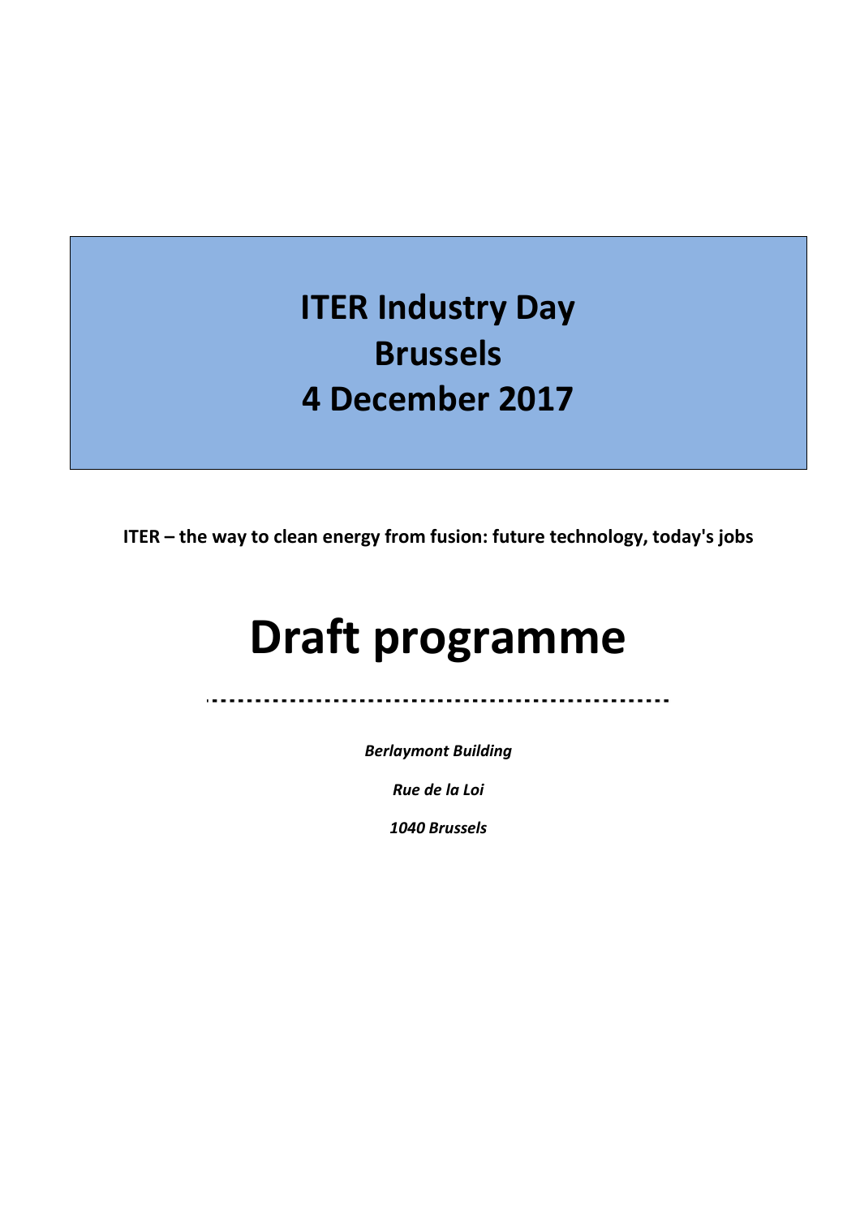# ITER Industry Day
# Brussels
# 4 December 2017

**ITER – the way to clean energy from fusion: future technology, today's jobs**

# Draft programme

---

*Berlaymont Building*

*Rue de la Loi*

*1040 Brussels*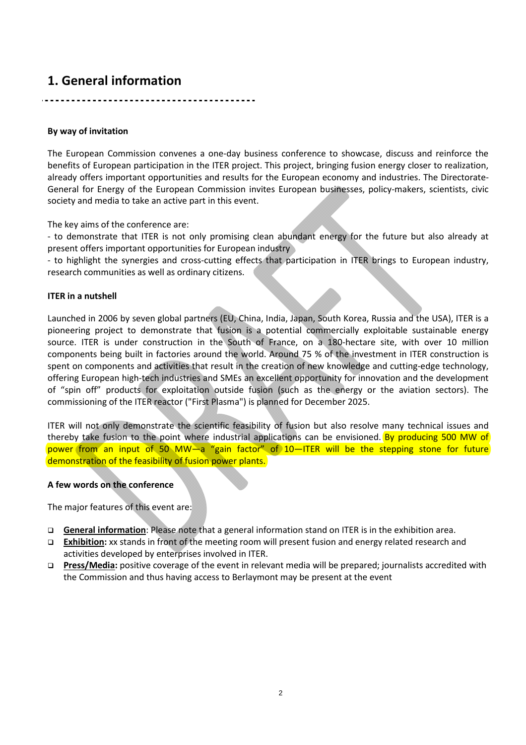# 1. General information

**By way of invitation**

The European Commission convenes a one-day business conference to showcase, discuss and reinforce the benefits of European participation in the ITER project. This project, bringing fusion energy closer to realization, already offers important opportunities and results for the European economy and industries. The Directorate-General for Energy of the European Commission invites European businesses, policy-makers, scientists, civic society and media to take an active part in this event.

The key aims of the conference are:
- to demonstrate that ITER is not only promising clean abundant energy for the future but also already at present offers important opportunities for European industry
- to highlight the synergies and cross-cutting effects that participation in ITER brings to European industry, research communities as well as ordinary citizens.

**ITER in a nutshell**

Launched in 2006 by seven global partners (EU, China, India, Japan, South Korea, Russia and the USA), ITER is a pioneering project to demonstrate that fusion is a potential commercially exploitable sustainable energy source. ITER is under construction in the South of France, on a 180-hectare site, with over 10 million components being built in factories around the world. Around 75 % of the investment in ITER construction is spent on components and activities that result in the creation of new knowledge and cutting-edge technology, offering European high-tech industries and SMEs an excellent opportunity for innovation and the development of "spin off" products for exploitation outside fusion (such as the energy or the aviation sectors). The commissioning of the ITER reactor ("First Plasma") is planned for December 2025.

ITER will not only demonstrate the scientific feasibility of fusion but also resolve many technical issues and thereby take fusion to the point where industrial applications can be envisioned. By producing 500 MW of power from an input of 50 MW—a "gain factor" of 10—ITER will be the stepping stone for future demonstration of the feasibility of fusion power plants.

**A few words on the conference**

The major features of this event are:

- **General information**: Please note that a general information stand on ITER is in the exhibition area.
- **Exhibition:** xx stands in front of the meeting room will present fusion and energy related research and activities developed by enterprises involved in ITER.
- **Press/Media:** positive coverage of the event in relevant media will be prepared; journalists accredited with the Commission and thus having access to Berlaymont may be present at the event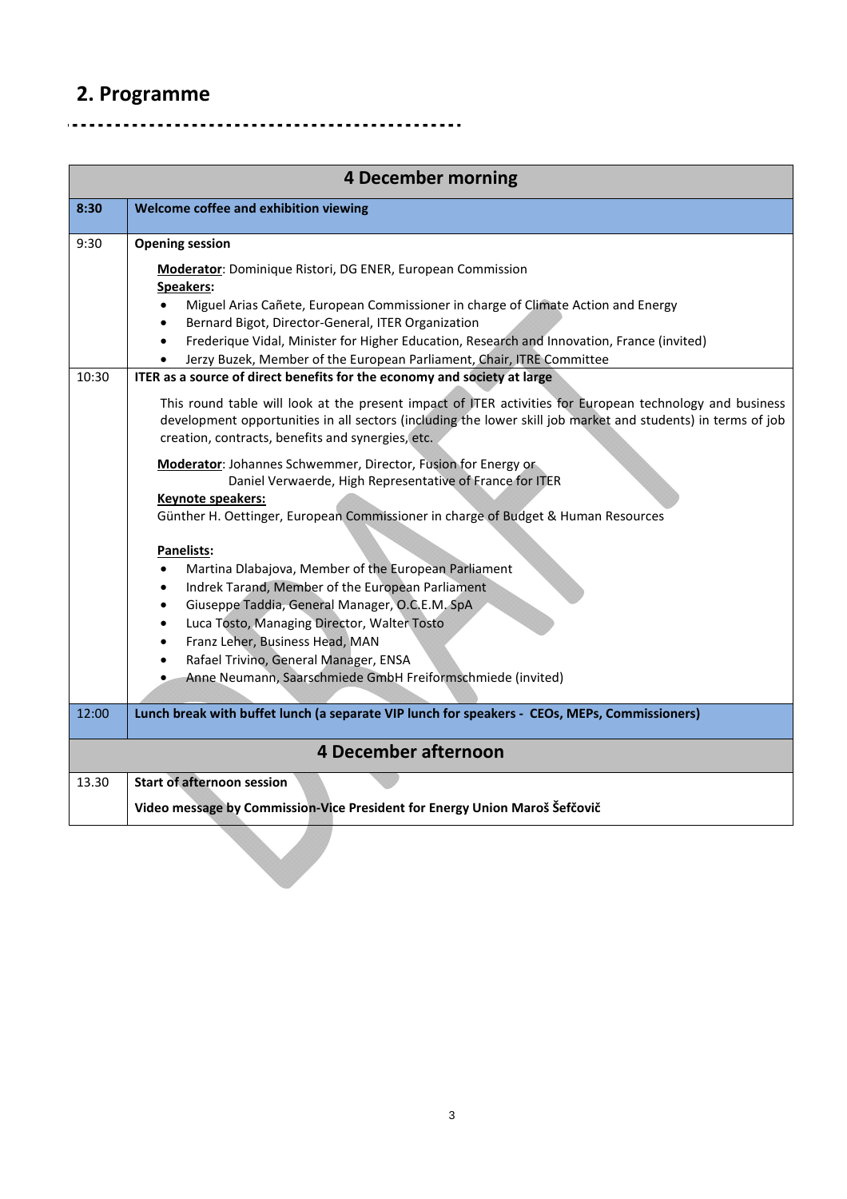## 2. Programme

| 4 December morning | |
|---|---|
| **8:30** | **Welcome coffee and exhibition viewing** |
| 9:30 | **Opening session**<br><br>**Moderator**: Dominique Ristori, DG ENER, European Commission<br>**Speakers:**<br>• Miguel Arias Cañete, European Commissioner in charge of Climate Action and Energy<br>• Bernard Bigot, Director-General, ITER Organization<br>• Frederique Vidal, Minister for Higher Education, Research and Innovation, France (invited)<br>• Jerzy Buzek, Member of the European Parliament, Chair, ITRE Committee |
| 10:30 | **ITER as a source of direct benefits for the economy and society at large**<br><br>This round table will look at the present impact of ITER activities for European technology and business development opportunities in all sectors (including the lower skill job market and students) in terms of job creation, contracts, benefits and synergies, etc.<br><br>**Moderator**: Johannes Schwemmer, Director, Fusion for Energy or Daniel Verwaerde, High Representative of France for ITER<br>**Keynote speakers:**<br>Günther H. Oettinger, European Commissioner in charge of Budget & Human Resources<br><br>**Panelists:**<br>• Martina Dlabajova, Member of the European Parliament<br>• Indrek Tarand, Member of the European Parliament<br>• Giuseppe Taddia, General Manager, O.C.E.M. SpA<br>• Luca Tosto, Managing Director, Walter Tosto<br>• Franz Leher, Business Head, MAN<br>• Rafael Trivino, General Manager, ENSA<br>• Anne Neumann, Saarschmiede GmbH Freiformschmiede (invited) |
| 12:00 | **Lunch break with buffet lunch (a separate VIP lunch for speakers - CEOs, MEPs, Commissioners)** |
| **4 December afternoon** | |
| 13.30 | **Start of afternoon session**<br><br>**Video message by Commission-Vice President for Energy Union Maroš Šefčovič** |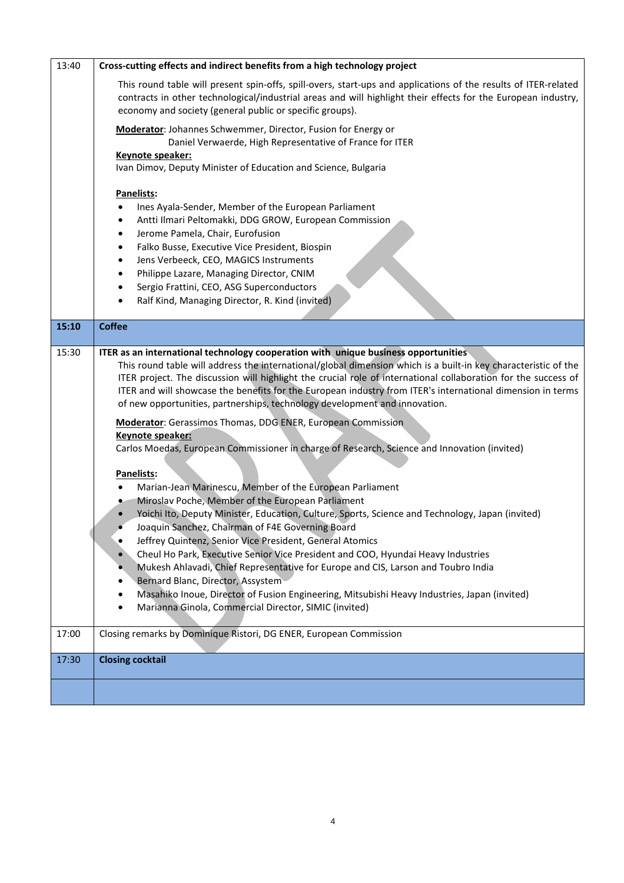| | |
|---|---|
| 13:40 | **Cross-cutting effects and indirect benefits from a high technology project**<br><br>This round table will present spin-offs, spill-overs, start-ups and applications of the results of ITER-related contracts in other technological/industrial areas and will highlight their effects for the European industry, economy and society (general public or specific groups).<br><br>**Moderator**: Johannes Schwemmer, Director, Fusion for Energy or Daniel Verwaerde, High Representative of France for ITER<br>**Keynote speaker:**<br>Ivan Dimov, Deputy Minister of Education and Science, Bulgaria<br><br>**Panelists:**<br>• Ines Ayala-Sender, Member of the European Parliament<br>• Antti Ilmari Peltomakki, DDG GROW, European Commission<br>• Jerome Pamela, Chair, Eurofusion<br>• Falko Busse, Executive Vice President, Biospin<br>• Jens Verbeeck, CEO, MAGICS Instruments<br>• Philippe Lazare, Managing Director, CNIM<br>• Sergio Frattini, CEO, ASG Superconductors<br>• Ralf Kind, Managing Director, R. Kind (invited) |
| **15:10** | **Coffee** |
| 15:30 | **ITER as an international technology cooperation with unique business opportunities**<br>This round table will address the international/global dimension which is a built-in key characteristic of the ITER project. The discussion will highlight the crucial role of international collaboration for the success of ITER and will showcase the benefits for the European industry from ITER's international dimension in terms of new opportunities, partnerships, technology development and innovation.<br><br>**Moderator**: Gerassimos Thomas, DDG ENER, European Commission<br>**Keynote speaker:**<br>Carlos Moedas, European Commissioner in charge of Research, Science and Innovation (invited)<br><br>**Panelists:**<br>• Marian-Jean Marinescu, Member of the European Parliament<br>• Miroslav Poche, Member of the European Parliament<br>• Yoichi Ito, Deputy Minister, Education, Culture, Sports, Science and Technology, Japan (invited)<br>• Joaquin Sanchez, Chairman of F4E Governing Board<br>• Jeffrey Quintenz, Senior Vice President, General Atomics<br>• Cheul Ho Park, Executive Senior Vice President and COO, Hyundai Heavy Industries<br>• Mukesh Ahlavadi, Chief Representative for Europe and CIS, Larson and Toubro India<br>• Bernard Blanc, Director, Assystem<br>• Masahiko Inoue, Director of Fusion Engineering, Mitsubishi Heavy Industries, Japan (invited)<br>• Marianna Ginola, Commercial Director, SIMIC (invited) |
| 17:00 | Closing remarks by Dominique Ristori, DG ENER, European Commission |
| 17:30 | **Closing cocktail** |
| | |